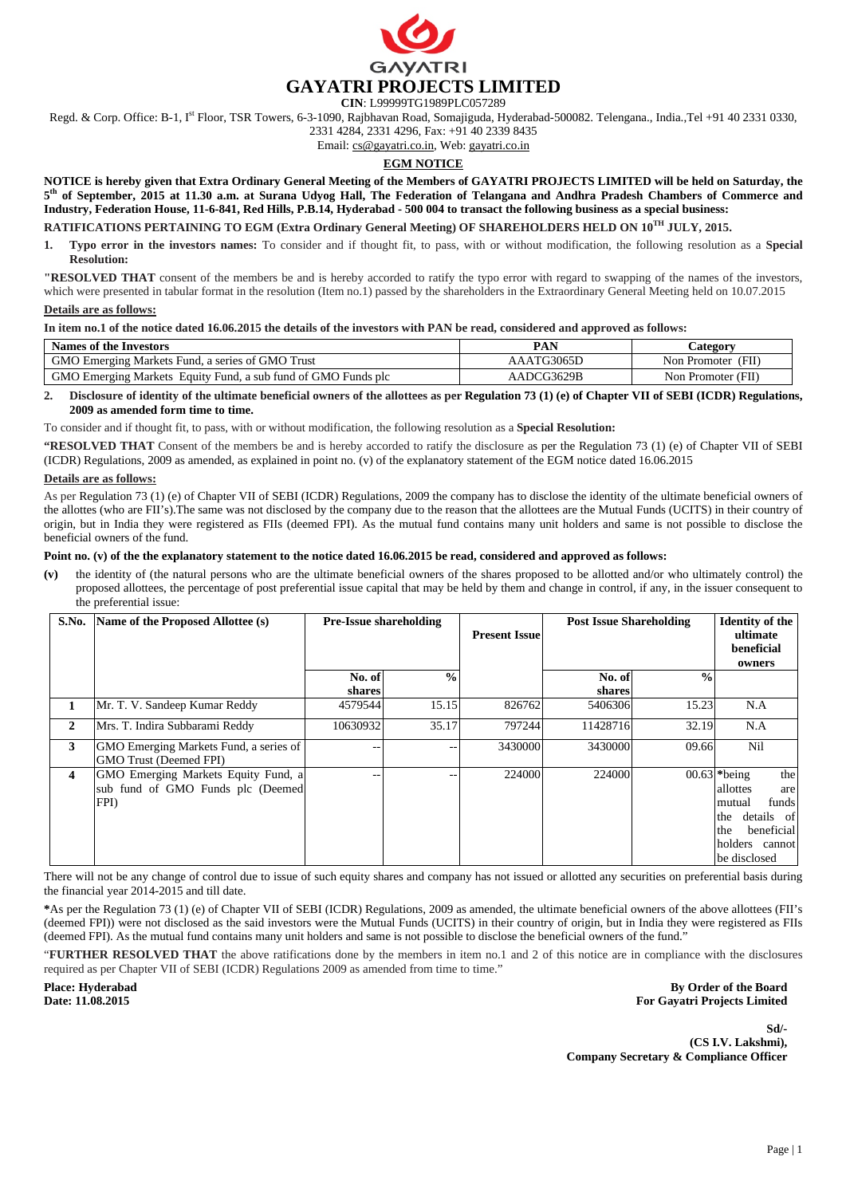# GAYATRI PROJECTS LIMITED

**CIN**: L99999TG1989PLC057289

Regd. & Corp. Office: B-1, I[st] Floor, TSR Towers, 6-3-1090, Rajbhavan Road, Somajiguda, Hyderabad-500082. Telengana., India.,Tel +91 40 2331 0330, 2331 4284, 2331 4296, Fax: +91 40 2339 8435

Email: cs@gayatri.co.in, Web: gayatri.co.in

## EGM NOTICE

**NOTICE is hereby given that Extra Ordinary General Meeting of the Members of GAYATRI PROJECTS LIMITED will be held on Saturday, the 5[th] of September, 2015 at 11.30 a.m. at Surana Udyog Hall, The Federation of Telangana and Andhra Pradesh Chambers of Commerce and Industry, Federation House, 11-6-841, Red Hills, P.B.14, Hyderabad - 500 004 to transact the following business as a special business:**

**RATIFICATIONS PERTAINING TO EGM (Extra Ordinary General Meeting) OF SHAREHOLDERS HELD ON 10[TH] JULY, 2015.**

1. **Typo error in the investors names:** To consider and if thought fit, to pass, with or without modification, the following resolution as a **Special Resolution:**

**"RESOLVED THAT** consent of the members be and is hereby accorded to ratify the typo error with regard to swapping of the names of the investors, which were presented in tabular format in the resolution (Item no.1) passed by the shareholders in the Extraordinary General Meeting held on 10.07.2015

**Details are as follows:**

**In item no.1 of the notice dated 16.06.2015 the details of the investors with PAN be read, considered and approved as follows:**

| Names of the Investors | PAN | Category |
|---|---|---|
| GMO Emerging Markets Fund, a series of GMO Trust | AAATG3065D | Non Promoter (FII) |
| GMO Emerging Markets Equity Fund, a sub fund of GMO Funds plc | AADCG3629B | Non Promoter (FII) |

2. **Disclosure of identity of the ultimate beneficial owners of the allottees as per Regulation 73 (1) (e) of Chapter VII of SEBI (ICDR) Regulations, 2009 as amended form time to time.**

To consider and if thought fit, to pass, with or without modification, the following resolution as a **Special Resolution:**

**"RESOLVED THAT** Consent of the members be and is hereby accorded to ratify the disclosure as per the Regulation 73 (1) (e) of Chapter VII of SEBI (ICDR) Regulations, 2009 as amended, as explained in point no. (v) of the explanatory statement of the EGM notice dated 16.06.2015

**Details are as follows:**

As per Regulation 73 (1) (e) of Chapter VII of SEBI (ICDR) Regulations, 2009 the company has to disclose the identity of the ultimate beneficial owners of the allottes (who are FII's).The same was not disclosed by the company due to the reason that the allottees are the Mutual Funds (UCITS) in their country of origin, but in India they were registered as FIIs (deemed FPI). As the mutual fund contains many unit holders and same is not possible to disclose the beneficial owners of the fund.

**Point no. (v) of the the explanatory statement to the notice dated 16.06.2015 be read, considered and approved as follows:**

**(v)** the identity of (the natural persons who are the ultimate beneficial owners of the shares proposed to be allotted and/or who ultimately control) the proposed allottees, the percentage of post preferential issue capital that may be held by them and change in control, if any, in the issuer consequent to the preferential issue:

| S.No. | Name of the Proposed Allottee (s) | Pre-Issue shareholding | | Present Issue | Post Issue Shareholding | | Identity of the ultimate beneficial owners |
|---|---|---|---|---|---|---|---|
| | | No. of shares | % | | No. of shares | % | |
| 1 | Mr. T. V. Sandeep Kumar Reddy | 4579544 | 15.15 | 826762 | 5406306 | 15.23 | N.A |
| 2 | Mrs. T. Indira Subbarami Reddy | 10630932 | 35.17 | 797244 | 11428716 | 32.19 | N.A |
| 3 | GMO Emerging Markets Fund, a series of GMO Trust (Deemed FPI) | -- | -- | 3430000 | 3430000 | 09.66 | Nil |
| 4 | GMO Emerging Markets Equity Fund, a sub fund of GMO Funds plc (Deemed FPI) | -- | -- | 224000 | 224000 | 00.63 | *being the allottes are mutual funds the details of the beneficial holders cannot be disclosed |

There will not be any change of control due to issue of such equity shares and company has not issued or allotted any securities on preferential basis during the financial year 2014-2015 and till date.

*As per the Regulation 73 (1) (e) of Chapter VII of SEBI (ICDR) Regulations, 2009 as amended, the ultimate beneficial owners of the above allottees (FII's (deemed FPI)) were not disclosed as the said investors were the Mutual Funds (UCITS) in their country of origin, but in India they were registered as FIIs (deemed FPI). As the mutual fund contains many unit holders and same is not possible to disclose the beneficial owners of the fund."

"**FURTHER RESOLVED THAT** the above ratifications done by the members in item no.1 and 2 of this notice are in compliance with the disclosures required as per Chapter VII of SEBI (ICDR) Regulations 2009 as amended from time to time."

**Place: Hyderabad**
**Date: 11.08.2015**

**By Order of the Board**
**For Gayatri Projects Limited**

**Sd/-**
**(CS I.V. Lakshmi),**
**Company Secretary & Compliance Officer**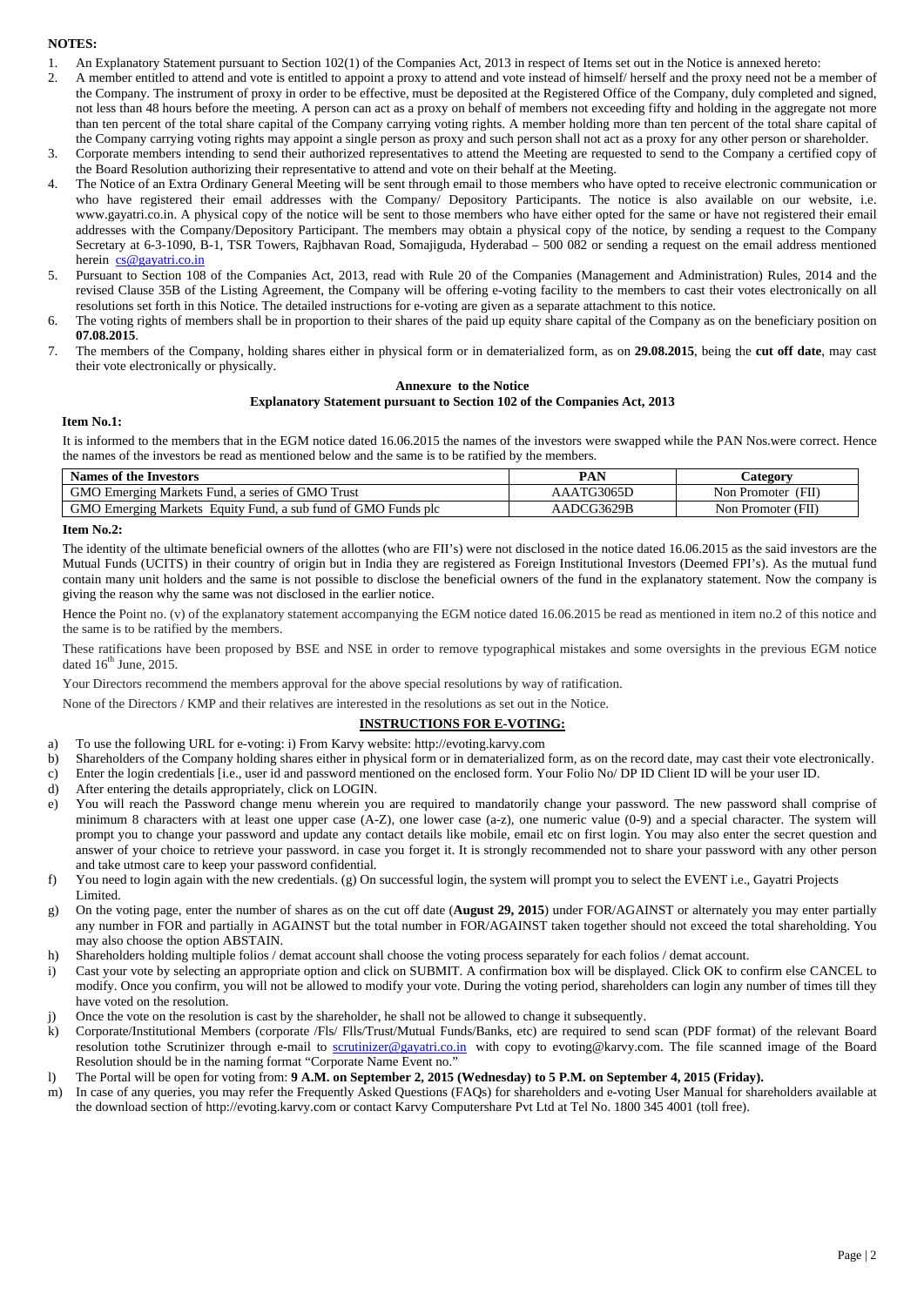**NOTES:**

1. An Explanatory Statement pursuant to Section 102(1) of the Companies Act, 2013 in respect of Items set out in the Notice is annexed hereto:
2. A member entitled to attend and vote is entitled to appoint a proxy to attend and vote instead of himself/ herself and the proxy need not be a member of the Company. The instrument of proxy in order to be effective, must be deposited at the Registered Office of the Company, duly completed and signed, not less than 48 hours before the meeting. A person can act as a proxy on behalf of members not exceeding fifty and holding in the aggregate not more than ten percent of the total share capital of the Company carrying voting rights. A member holding more than ten percent of the total share capital of the Company carrying voting rights may appoint a single person as proxy and such person shall not act as a proxy for any other person or shareholder.
3. Corporate members intending to send their authorized representatives to attend the Meeting are requested to send to the Company a certified copy of the Board Resolution authorizing their representative to attend and vote on their behalf at the Meeting.
4. The Notice of an Extra Ordinary General Meeting will be sent through email to those members who have opted to receive electronic communication or who have registered their email addresses with the Company/ Depository Participants. The notice is also available on our website, i.e. www.gayatri.co.in. A physical copy of the notice will be sent to those members who have either opted for the same or have not registered their email addresses with the Company/Depository Participant. The members may obtain a physical copy of the notice, by sending a request to the Company Secretary at 6-3-1090, B-1, TSR Towers, Rajbhavan Road, Somajiguda, Hyderabad – 500 082 or sending a request on the email address mentioned herein cs@gayatri.co.in
5. Pursuant to Section 108 of the Companies Act, 2013, read with Rule 20 of the Companies (Management and Administration) Rules, 2014 and the revised Clause 35B of the Listing Agreement, the Company will be offering e-voting facility to the members to cast their votes electronically on all resolutions set forth in this Notice. The detailed instructions for e-voting are given as a separate attachment to this notice.
6. The voting rights of members shall be in proportion to their shares of the paid up equity share capital of the Company as on the beneficiary position on **07.08.2015**.
7. The members of the Company, holding shares either in physical form or in dematerialized form, as on **29.08.2015**, being the **cut off date**, may cast their vote electronically or physically.

**Annexure to the Notice**

**Explanatory Statement pursuant to Section 102 of the Companies Act, 2013**

**Item No.1:**

It is informed to the members that in the EGM notice dated 16.06.2015 the names of the investors were swapped while the PAN Nos.were correct. Hence the names of the investors be read as mentioned below and the same is to be ratified by the members.

| Names of the Investors | PAN | Category |
|---|---|---|
| GMO Emerging Markets Fund, a series of GMO Trust | AAATG3065D | Non Promoter (FII) |
| GMO Emerging Markets Equity Fund, a sub fund of GMO Funds plc | AADCG3629B | Non Promoter (FII) |

**Item No.2:**

The identity of the ultimate beneficial owners of the allottes (who are FII's) were not disclosed in the notice dated 16.06.2015 as the said investors are the Mutual Funds (UCITS) in their country of origin but in India they are registered as Foreign Institutional Investors (Deemed FPI's). As the mutual fund contain many unit holders and the same is not possible to disclose the beneficial owners of the fund in the explanatory statement. Now the company is giving the reason why the same was not disclosed in the earlier notice.

Hence the Point no. (v) of the explanatory statement accompanying the EGM notice dated 16.06.2015 be read as mentioned in item no.2 of this notice and the same is to be ratified by the members.

These ratifications have been proposed by BSE and NSE in order to remove typographical mistakes and some oversights in the previous EGM notice dated 16th June, 2015.

Your Directors recommend the members approval for the above special resolutions by way of ratification.

None of the Directors / KMP and their relatives are interested in the resolutions as set out in the Notice.

**INSTRUCTIONS FOR E-VOTING:**

a) To use the following URL for e-voting: i) From Karvy website: http://evoting.karvy.com
b) Shareholders of the Company holding shares either in physical form or in dematerialized form, as on the record date, may cast their vote electronically.
c) Enter the login credentials [i.e., user id and password mentioned on the enclosed form. Your Folio No/ DP ID Client ID will be your user ID.
d) After entering the details appropriately, click on LOGIN.
e) You will reach the Password change menu wherein you are required to mandatorily change your password. The new password shall comprise of minimum 8 characters with at least one upper case (A-Z), one lower case (a-z), one numeric value (0-9) and a special character. The system will prompt you to change your password and update any contact details like mobile, email etc on first login. You may also enter the secret question and answer of your choice to retrieve your password. in case you forget it. It is strongly recommended not to share your password with any other person and take utmost care to keep your password confidential.
f) You need to login again with the new credentials. (g) On successful login, the system will prompt you to select the EVENT i.e., Gayatri Projects Limited.
g) On the voting page, enter the number of shares as on the cut off date (**August 29, 2015**) under FOR/AGAINST or alternately you may enter partially any number in FOR and partially in AGAINST but the total number in FOR/AGAINST taken together should not exceed the total shareholding. You may also choose the option ABSTAIN.
h) Shareholders holding multiple folios / demat account shall choose the voting process separately for each folios / demat account.
i) Cast your vote by selecting an appropriate option and click on SUBMIT. A confirmation box will be displayed. Click OK to confirm else CANCEL to modify. Once you confirm, you will not be allowed to modify your vote. During the voting period, shareholders can login any number of times till they have voted on the resolution.
j) Once the vote on the resolution is cast by the shareholder, he shall not be allowed to change it subsequently.
k) Corporate/Institutional Members (corporate /Fls/ Flls/Trust/Mutual Funds/Banks, etc) are required to send scan (PDF format) of the relevant Board resolution tothe Scrutinizer through e-mail to scrutinizer@gayatri.co.in with copy to evoting@karvy.com. The file scanned image of the Board Resolution should be in the naming format "Corporate Name Event no."
l) The Portal will be open for voting from: **9 A.M. on September 2, 2015 (Wednesday) to 5 P.M. on September 4, 2015 (Friday).**
m) In case of any queries, you may refer the Frequently Asked Questions (FAQs) for shareholders and e-voting User Manual for shareholders available at the download section of http://evoting.karvy.com or contact Karvy Computershare Pvt Ltd at Tel No. 1800 345 4001 (toll free).